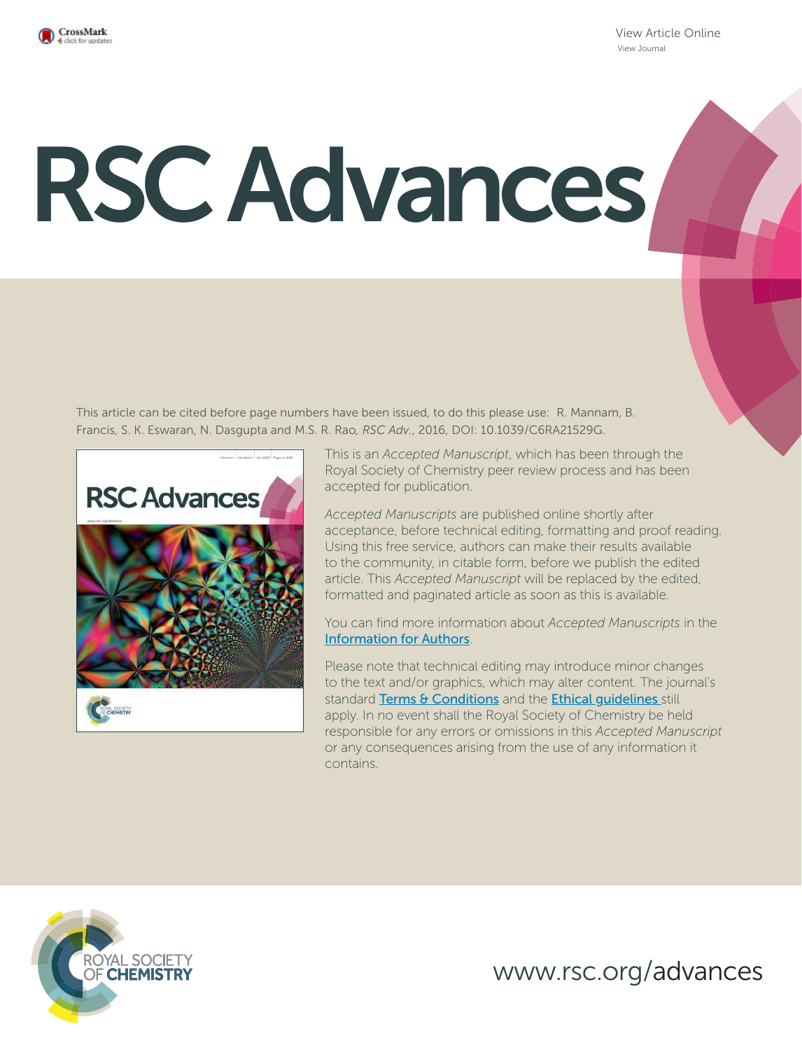View Article Online
View Journal

# RSC Advances

This article can be cited before page numbers have been issued, to do this please use: R. Mannam, B. Francis, S. K. Eswaran, N. Dasgupta and M.S. R. Rao, *RSC Adv.*, 2016, DOI: 10.1039/C6RA21529G.

This is an *Accepted Manuscript*, which has been through the Royal Society of Chemistry peer review process and has been accepted for publication.

*Accepted Manuscripts* are published online shortly after acceptance, before technical editing, formatting and proof reading. Using this free service, authors can make their results available to the community, in citable form, before we publish the edited article. This *Accepted Manuscript* will be replaced by the edited, formatted and paginated article as soon as this is available.

You can find more information about *Accepted Manuscripts* in the Information for Authors.

Please note that technical editing may introduce minor changes to the text and/or graphics, which may alter content. The journal's standard Terms & Conditions and the Ethical guidelines still apply. In no event shall the Royal Society of Chemistry be held responsible for any errors or omissions in this *Accepted Manuscript* or any consequences arising from the use of any information it contains.

ROYAL SOCIETY OF CHEMISTRY

www.rsc.org/advances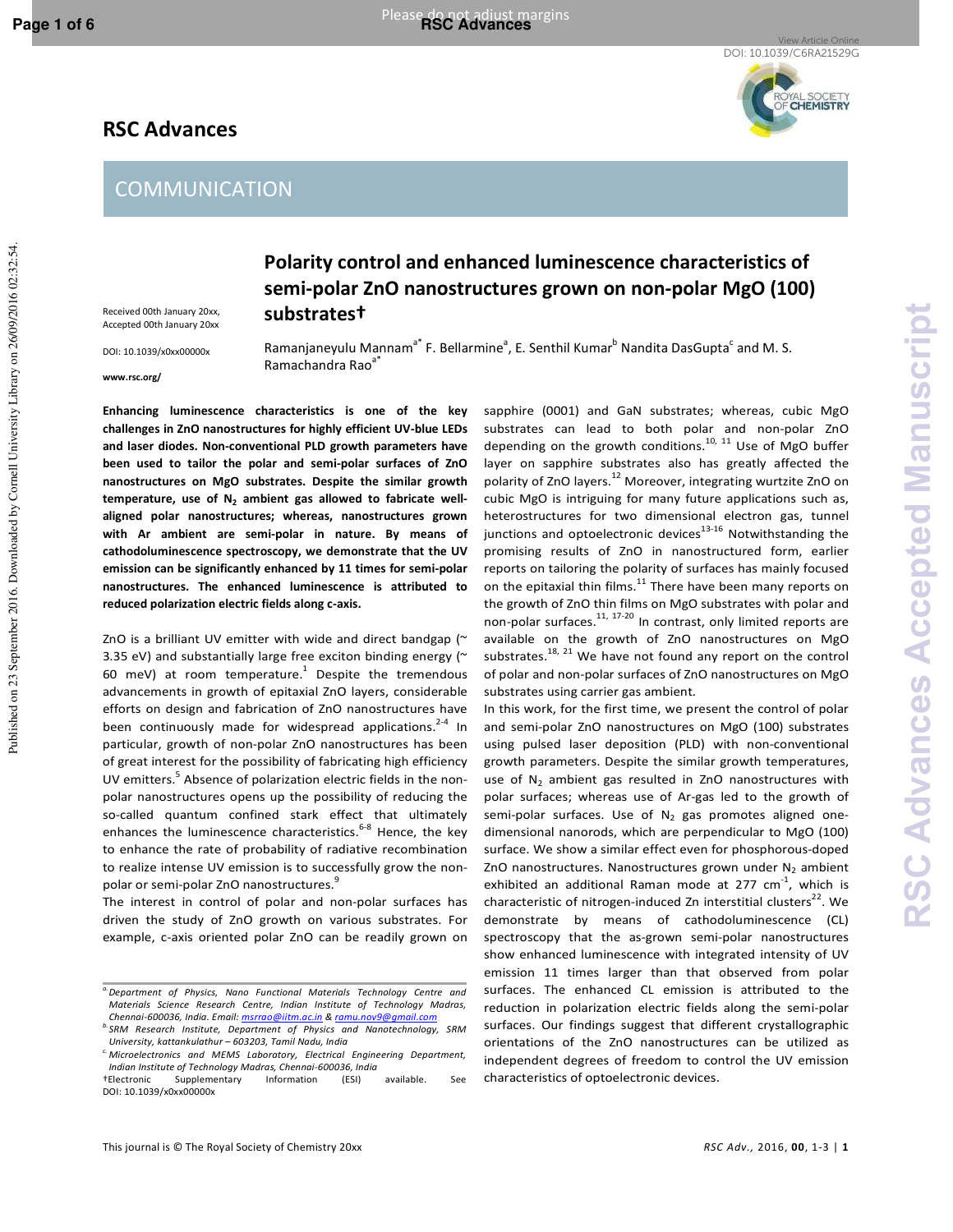# RSC Advances

## COMMUNICATION

# Polarity control and enhanced luminescence characteristics of semi-polar ZnO nanostructures grown on non-polar MgO (100) substrates†

Received 00th January 20xx,
Accepted 00th January 20xx

DOI: 10.1039/x0xx00000x

www.rsc.org/

Ramanjaneyulu Mannam[a*] F. Bellarmine[a], E. Senthil Kumar[b] Nandita DasGupta[c] and M. S. Ramachandra Rao[a*]

**Enhancing luminescence characteristics is one of the key challenges in ZnO nanostructures for highly efficient UV-blue LEDs and laser diodes. Non-conventional PLD growth parameters have been used to tailor the polar and semi-polar surfaces of ZnO nanostructures on MgO substrates. Despite the similar growth temperature, use of $N_2$ ambient gas allowed to fabricate well-aligned polar nanostructures; whereas, nanostructures grown with Ar ambient are semi-polar in nature. By means of cathodoluminescence spectroscopy, we demonstrate that the UV emission can be significantly enhanced by 11 times for semi-polar nanostructures. The enhanced luminescence is attributed to reduced polarization electric fields along c-axis.**

ZnO is a brilliant UV emitter with wide and direct bandgap (~ 3.35 eV) and substantially large free exciton binding energy (~ 60 meV) at room temperature.[1] Despite the tremendous advancements in growth of epitaxial ZnO layers, considerable efforts on design and fabrication of ZnO nanostructures have been continuously made for widespread applications.[2-4] In particular, growth of non-polar ZnO nanostructures has been of great interest for the possibility of fabricating high efficiency UV emitters.[5] Absence of polarization electric fields in the non-polar nanostructures opens up the possibility of reducing the so-called quantum confined stark effect that ultimately enhances the luminescence characteristics.[6-8] Hence, the key to enhance the rate of probability of radiative recombination to realize intense UV emission is to successfully grow the non-polar or semi-polar ZnO nanostructures.[9]

The interest in control of polar and non-polar surfaces has driven the study of ZnO growth on various substrates. For example, c-axis oriented polar ZnO can be readily grown on sapphire (0001) and GaN substrates; whereas, cubic MgO substrates can lead to both polar and non-polar ZnO depending on the growth conditions.[10, 11] Use of MgO buffer layer on sapphire substrates also has greatly affected the polarity of ZnO layers.[12] Moreover, integrating wurtzite ZnO on cubic MgO is intriguing for many future applications such as, heterostructures for two dimensional electron gas, tunnel junctions and optoelectronic devices[13-16] Notwithstanding the promising results of ZnO in nanostructured form, earlier reports on tailoring the polarity of surfaces has mainly focused on the epitaxial thin films.[11] There have been many reports on the growth of ZnO thin films on MgO substrates with polar and non-polar surfaces.[11, 17-20] In contrast, only limited reports are available on the growth of ZnO nanostructures on MgO substrates.[18, 21] We have not found any report on the control of polar and non-polar surfaces of ZnO nanostructures on MgO substrates using carrier gas ambient.

In this work, for the first time, we present the control of polar and semi-polar ZnO nanostructures on MgO (100) substrates using pulsed laser deposition (PLD) with non-conventional growth parameters. Despite the similar growth temperatures, use of $N_2$ ambient gas resulted in ZnO nanostructures with polar surfaces; whereas use of Ar-gas led to the growth of semi-polar surfaces. Use of $N_2$ gas promotes aligned one-dimensional nanorods, which are perpendicular to MgO (100) surface. We show a similar effect even for phosphorous-doped ZnO nanostructures. Nanostructures grown under $N_2$ ambient exhibited an additional Raman mode at 277 $cm^{-1}$, which is characteristic of nitrogen-induced Zn interstitial clusters[22]. We demonstrate by means of cathodoluminescence (CL) spectroscopy that the as-grown semi-polar nanostructures show enhanced luminescence with integrated intensity of UV emission 11 times larger than that observed from polar surfaces. The enhanced CL emission is attributed to the reduction in polarization electric fields along the semi-polar surfaces. Our findings suggest that different crystallographic orientations of the ZnO nanostructures can be utilized as independent degrees of freedom to control the UV emission characteristics of optoelectronic devices.

[a] Department of Physics, Nano Functional Materials Technology Centre and Materials Science Research Centre, Indian Institute of Technology Madras, Chennai-600036, India. Email: msrrao@iitm.ac.in & ramu.nov9@gmail.com

[b] SRM Research Institute, Department of Physics and Nanotechnology, SRM University, kattankulathur – 603203, Tamil Nadu, India

[c] Microelectronics and MEMS Laboratory, Electrical Engineering Department, Indian Institute of Technology Madras, Chennai-600036, India

†Electronic Supplementary Information (ESI) available. See DOI: 10.1039/x0xx00000x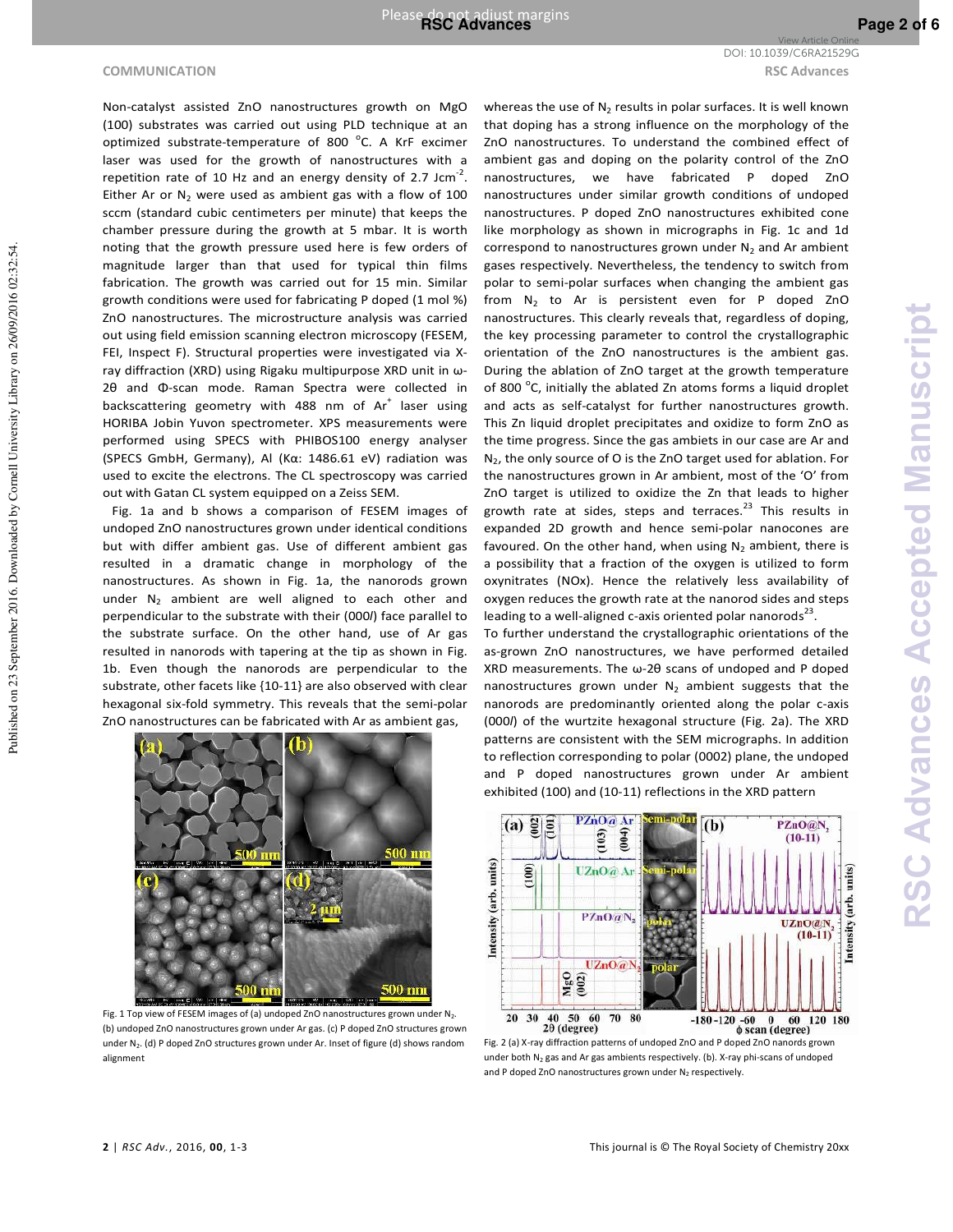Non-catalyst assisted ZnO nanostructures growth on MgO (100) substrates was carried out using PLD technique at an optimized substrate-temperature of 800 °C. A KrF excimer laser was used for the growth of nanostructures with a repetition rate of 10 Hz and an energy density of 2.7 Jcm$^{-2}$. Either Ar or $N_2$ were used as ambient gas with a flow of 100 sccm (standard cubic centimeters per minute) that keeps the chamber pressure during the growth at 5 mbar. It is worth noting that the growth pressure used here is few orders of magnitude larger than that used for typical thin films fabrication. The growth was carried out for 15 min. Similar growth conditions were used for fabricating P doped (1 mol %) ZnO nanostructures. The microstructure analysis was carried out using field emission scanning electron microscopy (FESEM, FEI, Inspect F). Structural properties were investigated via X-ray diffraction (XRD) using Rigaku multipurpose XRD unit in ω-2θ and Φ-scan mode. Raman Spectra were collected in backscattering geometry with 488 nm of $Ar^+$ laser using HORIBA Jobin Yuvon spectrometer. XPS measurements were performed using SPECS with PHIBOS100 energy analyser (SPECS GmbH, Germany), Al (Kα: 1486.61 eV) radiation was used to excite the electrons. The CL spectroscopy was carried out with Gatan CL system equipped on a Zeiss SEM.

Fig. 1a and b shows a comparison of FESEM images of undoped ZnO nanostructures grown under identical conditions but with differ ambient gas. Use of different ambient gas resulted in a dramatic change in morphology of the nanostructures. As shown in Fig. 1a, the nanorods grown under $N_2$ ambient are well aligned to each other and perpendicular to the substrate with their (000*l*) face parallel to the substrate surface. On the other hand, use of Ar gas resulted in nanorods with tapering at the tip as shown in Fig. 1b. Even though the nanorods are perpendicular to the substrate, other facets like {10-11} are also observed with clear hexagonal six-fold symmetry. This reveals that the semi-polar ZnO nanostructures can be fabricated with Ar as ambient gas, whereas the use of $N_2$ results in polar surfaces. It is well known that doping has a strong influence on the morphology of the ZnO nanostructures. To understand the combined effect of ambient gas and doping on the polarity control of the ZnO nanostructures, we have fabricated P doped ZnO nanostructures under similar growth conditions of undoped nanostructures. P doped ZnO nanostructures exhibited cone like morphology as shown in micrographs in Fig. 1c and 1d correspond to nanostructures grown under $N_2$ and Ar ambient gases respectively. Nevertheless, the tendency to switch from polar to semi-polar surfaces when changing the ambient gas from $N_2$ to Ar is persistent even for P doped ZnO nanostructures. This clearly reveals that, regardless of doping, the key processing parameter to control the crystallographic orientation of the ZnO nanostructures is the ambient gas. During the ablation of ZnO target at the growth temperature of 800 °C, initially the ablated Zn atoms forms a liquid droplet and acts as self-catalyst for further nanostructures growth. This Zn liquid droplet precipitates and oxidize to form ZnO as the time progress. Since the gas ambiets in our case are Ar and $N_2$, the only source of O is the ZnO target used for ablation. For the nanostructures grown in Ar ambient, most of the 'O' from ZnO target is utilized to oxidize the Zn that leads to higher growth rate at sides, steps and terraces.[23] This results in expanded 2D growth and hence semi-polar nanocones are favoured. On the other hand, when using $N_2$ ambient, there is a possibility that a fraction of the oxygen is utilized to form oxynitrates (NOx). Hence the relatively less availability of oxygen reduces the growth rate at the nanorod sides and steps leading to a well-aligned c-axis oriented polar nanorods[23].

Fig. 1 Top view of FESEM images of (a) undoped ZnO nanostructures grown under $N_2$. (b) undoped ZnO nanostructures grown under Ar gas. (c) P doped ZnO structures grown under $N_2$. (d) P doped ZnO structures grown under Ar. Inset of figure (d) shows random alignment

To further understand the crystallographic orientations of the as-grown ZnO nanostructures, we have performed detailed XRD measurements. The ω-2θ scans of undoped and P doped nanostructures grown under $N_2$ ambient suggests that the nanorods are predominantly oriented along the polar c-axis (000*l*) of the wurtzite hexagonal structure (Fig. 2a). The XRD patterns are consistent with the SEM micrographs. In addition to reflection corresponding to polar (0002) plane, the undoped and P doped nanostructures grown under Ar ambient exhibited (100) and (10-11) reflections in the XRD pattern

Fig. 2 (a) X-ray diffraction patterns of undoped ZnO and P doped ZnO nanords grown under both $N_2$ gas and Ar gas ambients respectively. (b). X-ray phi-scans of undoped and P doped ZnO nanostructures grown under $N_2$ respectively.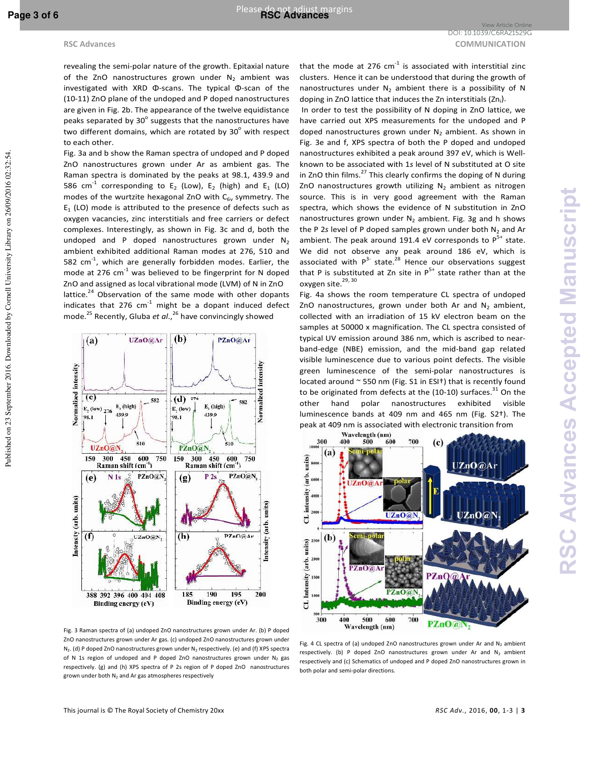revealing the semi-polar nature of the growth. Epitaxial nature of the ZnO nanostructures grown under $N_2$ ambient was investigated with XRD Φ-scans. The typical Φ-scan of the (10-11) ZnO plane of the undoped and P doped nanostructures are given in Fig. 2b. The appearance of the twelve equidistance peaks separated by 30° suggests that the nanostructures have two different domains, which are rotated by 30° with respect to each other.

Fig. 3a and b show the Raman spectra of undoped and P doped ZnO nanostructures grown under Ar as ambient gas. The Raman spectra is dominated by the peaks at 98.1, 439.9 and 586 $cm^{-1}$ corresponding to $E_2$ (Low), $E_2$ (high) and $E_1$ (LO) modes of the wurtzite hexagonal ZnO with $C_{6v}$ symmetry. The $E_1$ (LO) mode is attributed to the presence of defects such as oxygen vacancies, zinc interstitials and free carriers or defect complexes. Interestingly, as shown in Fig. 3c and d, both the undoped and P doped nanostructures grown under $N_2$ ambient exhibited additional Raman modes at 276, 510 and 582 $cm^{-1}$, which are generally forbidden modes. Earlier, the mode at 276 $cm^{-1}$ was believed to be fingerprint for N doped ZnO and assigned as local vibrational mode (LVM) of N in ZnO lattice.[24] Observation of the same mode with other dopants indicates that 276 $cm^{-1}$ might be a dopant induced defect mode.[25] Recently, Gluba *et al.*,[26] have convincingly showed that the mode at 276 $cm^{-1}$ is associated with interstitial zinc clusters. Hence it can be understood that during the growth of nanostructures under $N_2$ ambient there is a possibility of N doping in ZnO lattice that induces the Zn interstitials ($Zn_i$).

Fig. 3 Raman spectra of (a) undoped ZnO nanostructures grown under Ar. (b) P doped ZnO nanostructures grown under Ar gas. (c) undoped ZnO nanostructures grown under $N_2$. (d) P doped ZnO nanostructures grown under $N_2$ respectively. (e) and (f) XPS spectra of N 1s region of undoped and P doped ZnO nanostructures grown under $N_2$ gas respectively. (g) and (h) XPS spectra of P 2s region of P doped ZnO nanostructures grown under both $N_2$ and Ar gas atmospheres respectively

In order to test the possibility of N doping in ZnO lattice, we have carried out XPS measurements for the undoped and P doped nanostructures grown under $N_2$ ambient. As shown in Fig. 3e and f, XPS spectra of both the P doped and undoped nanostructures exhibited a peak around 397 eV, which is Well-known to be associated with 1*s* level of N substituted at O site in ZnO thin films.[27] This clearly confirms the doping of N during ZnO nanostructures growth utilizing $N_2$ ambient as nitrogen source. This is in very good agreement with the Raman spectra, which shows the evidence of N substitution in ZnO nanostructures grown under $N_2$ ambient. Fig. 3g and h shows the P 2*s* level of P doped samples grown under both $N_2$ and Ar ambient. The peak around 191.4 eV corresponds to $P^{5+}$ state. We did not observe any peak around 186 eV, which is associated with $P^{3-}$ state.[28] Hence our observations suggest that P is substituted at Zn site in $P^{5+}$ state rather than at the oxygen site.[29,30]

Fig. 4a shows the room temperature CL spectra of undoped ZnO nanostructures, grown under both Ar and $N_2$ ambient, collected with an irradiation of 15 kV electron beam on the samples at 50000 x magnification. The CL spectra consisted of typical UV emission around 386 nm, which is ascribed to near-band-edge (NBE) emission, and the mid-band gap related visible luminescence due to various point defects. The visible green luminescence of the semi-polar nanostructures is located around ~ 550 nm (Fig. S1 in ESI†) that is recently found to be originated from defects at the (10-10) surfaces.[31] On the other hand polar nanostructures exhibited visible luminescence bands at 409 nm and 465 nm (Fig. S2†). The peak at 409 nm is associated with electronic transition from

Fig. 4 CL spectra of (a) undoped ZnO nanostructures grown under Ar and $N_2$ ambient respectively. (b) P doped ZnO nanostructures grown under Ar and $N_2$ ambient respectively and (c) Schematics of undoped and P doped ZnO nanostructures grown in both polar and semi-polar directions.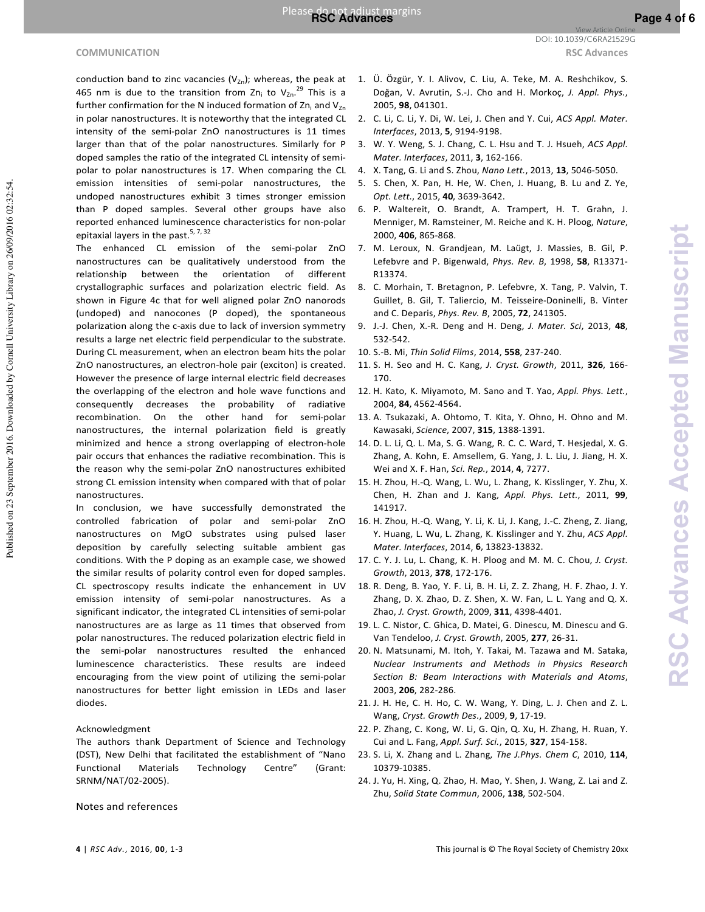conduction band to zinc vacancies ($V_{Zn}$); whereas, the peak at 465 nm is due to the transition from $Zn_i$ to $V_{Zn}$.[29] This is a further confirmation for the N induced formation of $Zn_i$ and $V_{Zn}$ in polar nanostructures. It is noteworthy that the integrated CL intensity of the semi-polar ZnO nanostructures is 11 times larger than that of the polar nanostructures. Similarly for P doped samples the ratio of the integrated CL intensity of semi-polar to polar nanostructures is 17. When comparing the CL emission intensities of semi-polar nanostructures, the undoped nanostructures exhibit 3 times stronger emission than P doped samples. Several other groups have also reported enhanced luminescence characteristics for non-polar epitaxial layers in the past.[5, 7, 32]

The enhanced CL emission of the semi-polar ZnO nanostructures can be qualitatively understood from the relationship between the orientation of different crystallographic surfaces and polarization electric field. As shown in Figure 4c that for well aligned polar ZnO nanorods (undoped) and nanocones (P doped), the spontaneous polarization along the c-axis due to lack of inversion symmetry results a large net electric field perpendicular to the substrate. During CL measurement, when an electron beam hits the polar ZnO nanostructures, an electron-hole pair (exciton) is created. However the presence of large internal electric field decreases the overlapping of the electron and hole wave functions and consequently decreases the probability of radiative recombination. On the other hand for semi-polar nanostructures, the internal polarization field is greatly minimized and hence a strong overlapping of electron-hole pair occurs that enhances the radiative recombination. This is the reason why the semi-polar ZnO nanostructures exhibited strong CL emission intensity when compared with that of polar nanostructures.

In conclusion, we have successfully demonstrated the controlled fabrication of polar and semi-polar ZnO nanostructures on MgO substrates using pulsed laser deposition by carefully selecting suitable ambient gas conditions. With the P doping as an example case, we showed the similar results of polarity control even for doped samples. CL spectroscopy results indicate the enhancement in UV emission intensity of semi-polar nanostructures. As a significant indicator, the integrated CL intensities of semi-polar nanostructures are as large as 11 times that observed from polar nanostructures. The reduced polarization electric field in the semi-polar nanostructures resulted the enhanced luminescence characteristics. These results are indeed encouraging from the view point of utilizing the semi-polar nanostructures for better light emission in LEDs and laser diodes.

## Acknowledgment

The authors thank Department of Science and Technology (DST), New Delhi that facilitated the establishment of "Nano Functional Materials Technology Centre" (Grant: SRNM/NAT/02-2005).

## Notes and references

1. Ü. Özgür, Y. I. Alivov, C. Liu, A. Teke, M. A. Reshchikov, S. Doğan, V. Avrutin, S.-J. Cho and H. Morkoç, *J. Appl. Phys.*, 2005, **98**, 041301.
2. C. Li, C. Li, Y. Di, W. Lei, J. Chen and Y. Cui, *ACS Appl. Mater. Interfaces*, 2013, **5**, 9194-9198.
3. W. Y. Weng, S. J. Chang, C. L. Hsu and T. J. Hsueh, *ACS Appl. Mater. Interfaces*, 2011, **3**, 162-166.
4. X. Tang, G. Li and S. Zhou, *Nano Lett.*, 2013, **13**, 5046-5050.
5. S. Chen, X. Pan, H. He, W. Chen, J. Huang, B. Lu and Z. Ye, *Opt. Lett.*, 2015, **40**, 3639-3642.
6. P. Waltereit, O. Brandt, A. Trampert, H. T. Grahn, J. Menniger, M. Ramsteiner, M. Reiche and K. H. Ploog, *Nature*, 2000, **406**, 865-868.
7. M. Leroux, N. Grandjean, M. Laügt, J. Massies, B. Gil, P. Lefebvre and P. Bigenwald, *Phys. Rev. B*, 1998, **58**, R13371-R13374.
8. C. Morhain, T. Bretagnon, P. Lefebvre, X. Tang, P. Valvin, T. Guillet, B. Gil, T. Taliercio, M. Teisseire-Doninelli, B. Vinter and C. Deparis, *Phys. Rev. B*, 2005, **72**, 241305.
9. J.-J. Chen, X.-R. Deng and H. Deng, *J. Mater. Sci*, 2013, **48**, 532-542.
10. S.-B. Mi, *Thin Solid Films*, 2014, **558**, 237-240.
11. S. H. Seo and H. C. Kang, *J. Cryst. Growth*, 2011, **326**, 166-170.
12. H. Kato, K. Miyamoto, M. Sano and T. Yao, *Appl. Phys. Lett.*, 2004, **84**, 4562-4564.
13. A. Tsukazaki, A. Ohtomo, T. Kita, Y. Ohno, H. Ohno and M. Kawasaki, *Science*, 2007, **315**, 1388-1391.
14. D. L. Li, Q. L. Ma, S. G. Wang, R. C. C. Ward, T. Hesjedal, X. G. Zhang, A. Kohn, E. Amsellem, G. Yang, J. L. Liu, J. Jiang, H. X. Wei and X. F. Han, *Sci. Rep.*, 2014, **4**, 7277.
15. H. Zhou, H.-Q. Wang, L. Wu, L. Zhang, K. Kisslinger, Y. Zhu, X. Chen, H. Zhan and J. Kang, *Appl. Phys. Lett.*, 2011, **99**, 141917.
16. H. Zhou, H.-Q. Wang, Y. Li, K. Li, J. Kang, J.-C. Zheng, Z. Jiang, Y. Huang, L. Wu, L. Zhang, K. Kisslinger and Y. Zhu, *ACS Appl. Mater. Interfaces*, 2014, **6**, 13823-13832.
17. C. Y. J. Lu, L. Chang, K. H. Ploog and M. M. C. Chou, *J. Cryst. Growth*, 2013, **378**, 172-176.
18. R. Deng, B. Yao, Y. F. Li, B. H. Li, Z. Z. Zhang, H. F. Zhao, J. Y. Zhang, D. X. Zhao, D. Z. Shen, X. W. Fan, L. L. Yang and Q. X. Zhao, *J. Cryst. Growth*, 2009, **311**, 4398-4401.
19. L. C. Nistor, C. Ghica, D. Matei, G. Dinescu, M. Dinescu and G. Van Tendeloo, *J. Cryst. Growth*, 2005, **277**, 26-31.
20. N. Matsunami, M. Itoh, Y. Takai, M. Tazawa and M. Sataka, *Nuclear Instruments and Methods in Physics Research Section B: Beam Interactions with Materials and Atoms*, 2003, **206**, 282-286.
21. J. H. He, C. H. Ho, C. W. Wang, Y. Ding, L. J. Chen and Z. L. Wang, *Cryst. Growth Des.*, 2009, **9**, 17-19.
22. P. Zhang, C. Kong, W. Li, G. Qin, Q. Xu, H. Zhang, H. Ruan, Y. Cui and L. Fang, *Appl. Surf. Sci.*, 2015, **327**, 154-158.
23. S. Li, X. Zhang and L. Zhang, *The J.Phys. Chem C*, 2010, **114**, 10379-10385.
24. J. Yu, H. Xing, Q. Zhao, H. Mao, Y. Shen, J. Wang, Z. Lai and Z. Zhu, *Solid State Commun*, 2006, **138**, 502-504.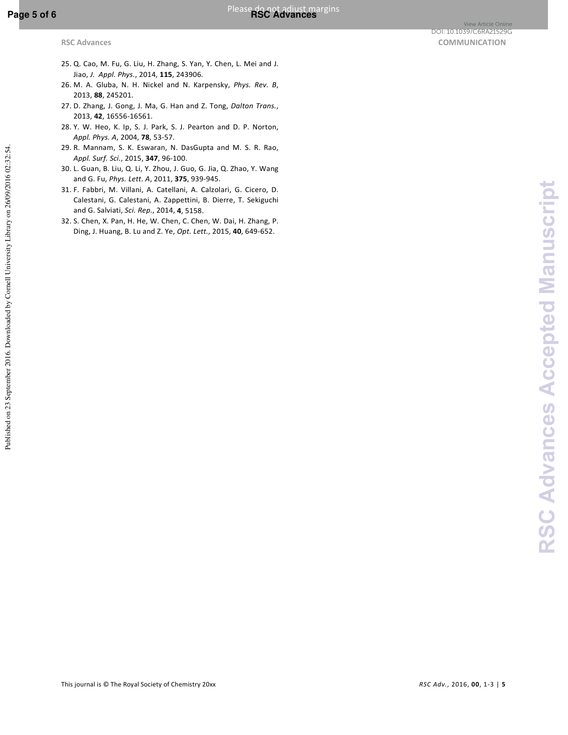25. Q. Cao, M. Fu, G. Liu, H. Zhang, S. Yan, Y. Chen, L. Mei and J. Jiao, *J. Appl. Phys.*, 2014, **115**, 243906.
26. M. A. Gluba, N. H. Nickel and N. Karpensky, *Phys. Rev. B*, 2013, **88**, 245201.
27. D. Zhang, J. Gong, J. Ma, G. Han and Z. Tong, *Dalton Trans.*, 2013, **42**, 16556-16561.
28. Y. W. Heo, K. Ip, S. J. Park, S. J. Pearton and D. P. Norton, *Appl. Phys. A*, 2004, **78**, 53-57.
29. R. Mannam, S. K. Eswaran, N. DasGupta and M. S. R. Rao, *Appl. Surf. Sci.*, 2015, **347**, 96-100.
30. L. Guan, B. Liu, Q. Li, Y. Zhou, J. Guo, G. Jia, Q. Zhao, Y. Wang and G. Fu, *Phys. Lett. A*, 2011, **375**, 939-945.
31. F. Fabbri, M. Villani, A. Catellani, A. Calzolari, G. Cicero, D. Calestani, G. Calestani, A. Zappettini, B. Dierre, T. Sekiguchi and G. Salviati, *Sci. Rep.*, 2014, **4**, 5158.
32. S. Chen, X. Pan, H. He, W. Chen, C. Chen, W. Dai, H. Zhang, P. Ding, J. Huang, B. Lu and Z. Ye, *Opt. Lett.*, 2015, **40**, 649-652.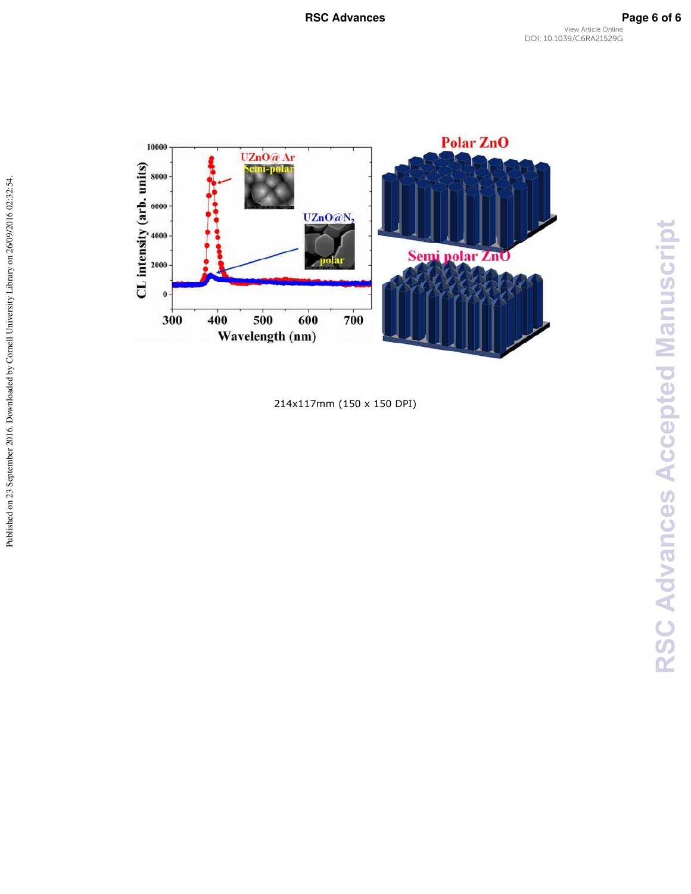CL intensity (arb. units)

10000
8000
6000
4000
2000
0

300
400
500
600
700

Wavelength (nm)

UZnO@Ar

Semi-polar

UZnO@N$_2$

polar

Polar ZnO

Semi polar ZnO

214x117mm (150 x 150 DPI)